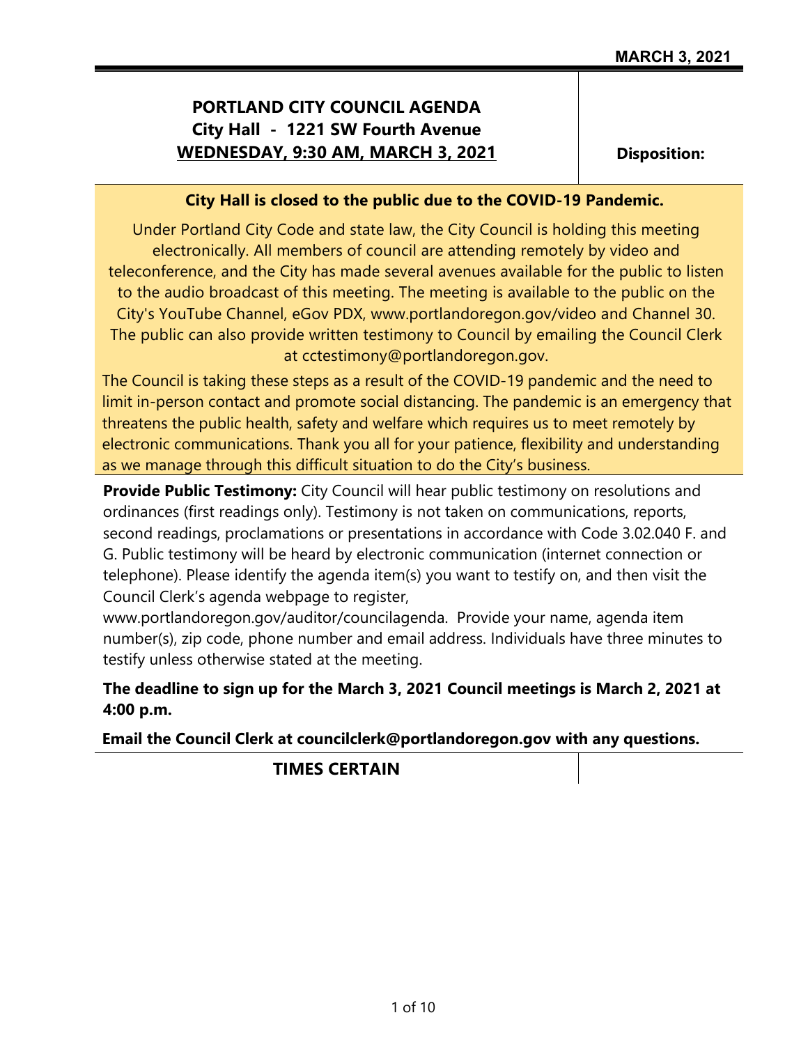**MARCH 3, 2021**

# PORTLAND CITY COUNCIL AGENDA
## City Hall - 1221 SW Fourth Avenue
## WEDNESDAY, 9:30 AM, MARCH 3, 2021

**Disposition:**

**City Hall is closed to the public due to the COVID-19 Pandemic.**

Under Portland City Code and state law, the City Council is holding this meeting electronically. All members of council are attending remotely by video and teleconference, and the City has made several avenues available for the public to listen to the audio broadcast of this meeting. The meeting is available to the public on the City's YouTube Channel, eGov PDX, www.portlandoregon.gov/video and Channel 30. The public can also provide written testimony to Council by emailing the Council Clerk at cctestimony@portlandoregon.gov.

The Council is taking these steps as a result of the COVID-19 pandemic and the need to limit in-person contact and promote social distancing. The pandemic is an emergency that threatens the public health, safety and welfare which requires us to meet remotely by electronic communications. Thank you all for your patience, flexibility and understanding as we manage through this difficult situation to do the City's business.

**Provide Public Testimony:** City Council will hear public testimony on resolutions and ordinances (first readings only). Testimony is not taken on communications, reports, second readings, proclamations or presentations in accordance with Code 3.02.040 F. and G. Public testimony will be heard by electronic communication (internet connection or telephone). Please identify the agenda item(s) you want to testify on, and then visit the Council Clerk's agenda webpage to register, www.portlandoregon.gov/auditor/councilagenda. Provide your name, agenda item number(s), zip code, phone number and email address. Individuals have three minutes to testify unless otherwise stated at the meeting.

**The deadline to sign up for the March 3, 2021 Council meetings is March 2, 2021 at 4:00 p.m.**

**Email the Council Clerk at councilclerk@portlandoregon.gov with any questions.**

## TIMES CERTAIN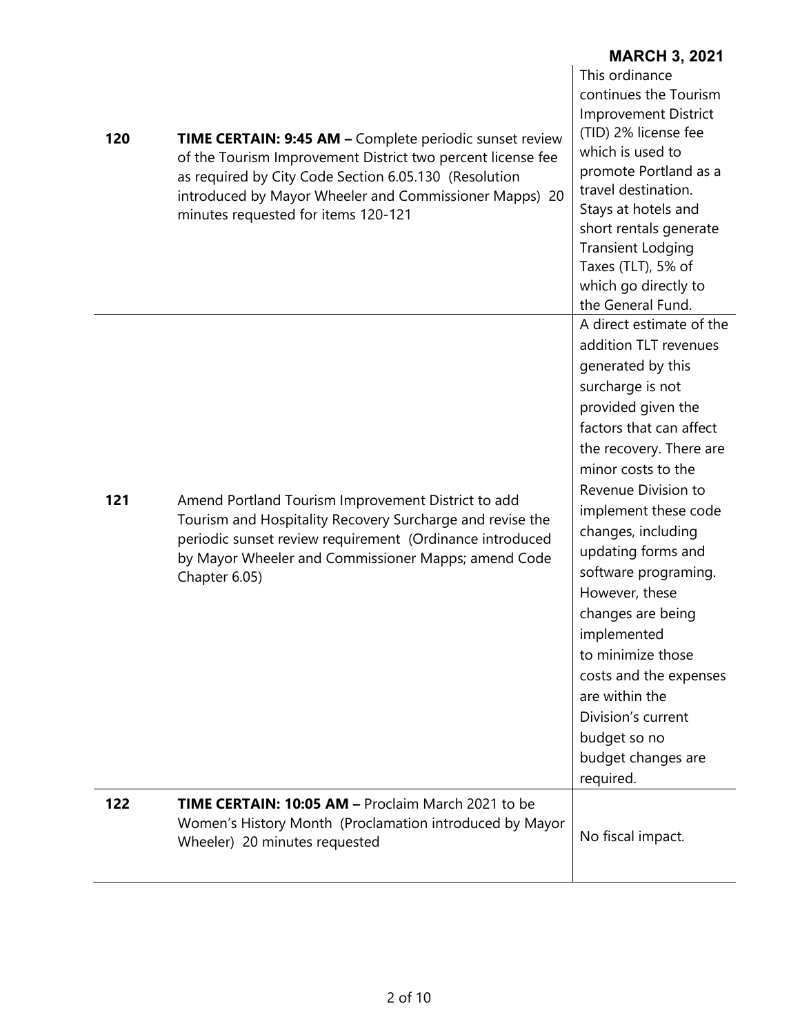**MARCH 3, 2021**

| | | |
|---|---|---|
| **120** | **TIME CERTAIN: 9:45 AM –** Complete periodic sunset review of the Tourism Improvement District two percent license fee as required by City Code Section 6.05.130 (Resolution introduced by Mayor Wheeler and Commissioner Mapps) 20 minutes requested for items 120-121 | This ordinance continues the Tourism Improvement District (TID) 2% license fee which is used to promote Portland as a travel destination. Stays at hotels and short rentals generate Transient Lodging Taxes (TLT), 5% of which go directly to the General Fund. |
| **121** | Amend Portland Tourism Improvement District to add Tourism and Hospitality Recovery Surcharge and revise the periodic sunset review requirement (Ordinance introduced by Mayor Wheeler and Commissioner Mapps; amend Code Chapter 6.05) | A direct estimate of the addition TLT revenues generated by this surcharge is not provided given the factors that can affect the recovery. There are minor costs to the Revenue Division to implement these code changes, including updating forms and software programing. However, these changes are being implemented to minimize those costs and the expenses are within the Division's current budget so no budget changes are required. |
| **122** | **TIME CERTAIN: 10:05 AM –** Proclaim March 2021 to be Women's History Month (Proclamation introduced by Mayor Wheeler) 20 minutes requested | No fiscal impact. |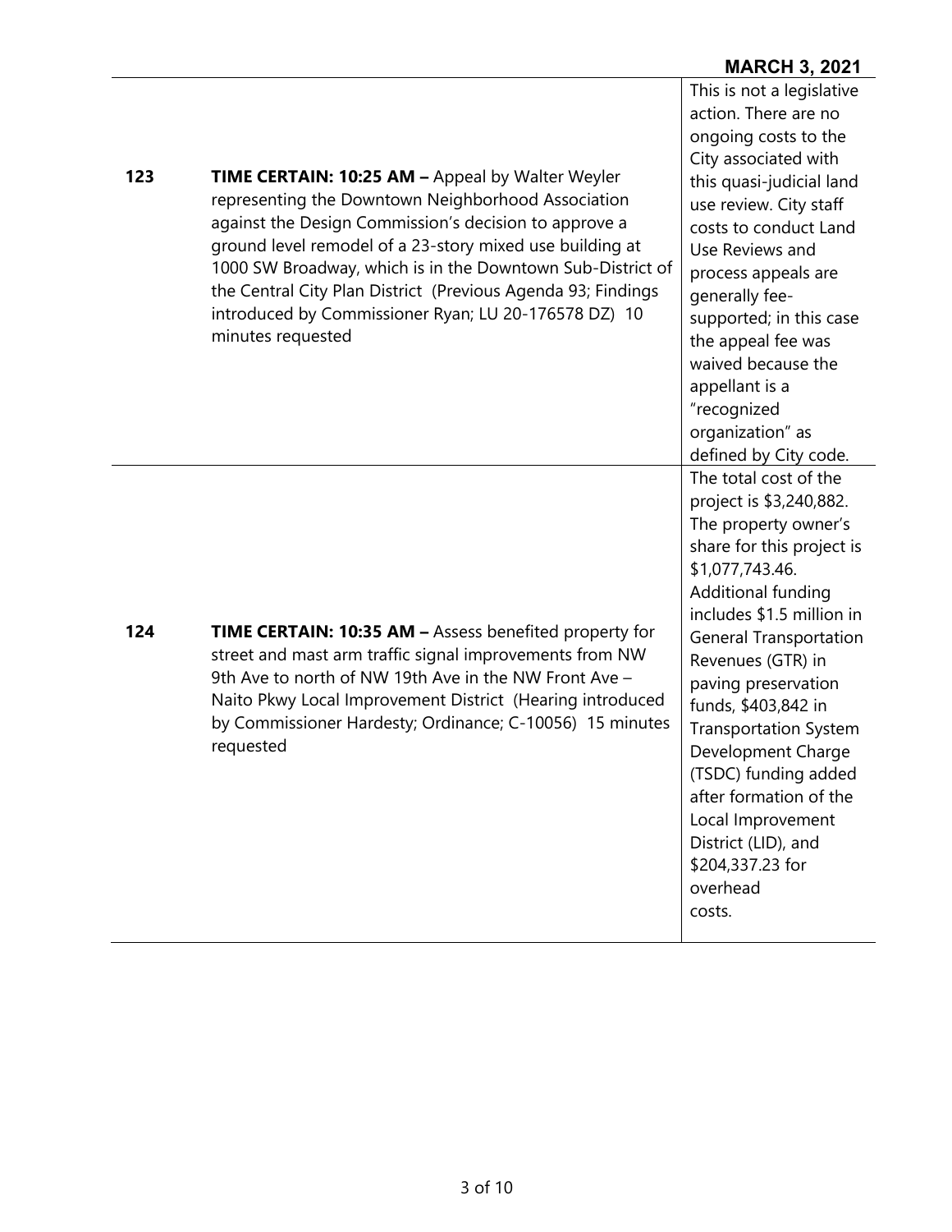**MARCH 3, 2021**

| | | |
|---|---|---|
| **123** | **TIME CERTAIN: 10:25 AM –** Appeal by Walter Weyler representing the Downtown Neighborhood Association against the Design Commission's decision to approve a ground level remodel of a 23-story mixed use building at 1000 SW Broadway, which is in the Downtown Sub-District of the Central City Plan District (Previous Agenda 93; Findings introduced by Commissioner Ryan; LU 20-176578 DZ) 10 minutes requested | This is not a legislative action. There are no ongoing costs to the City associated with this quasi-judicial land use review. City staff costs to conduct Land Use Reviews and process appeals are generally fee-supported; in this case the appeal fee was waived because the appellant is a "recognized organization" as defined by City code. |
| **124** | **TIME CERTAIN: 10:35 AM –** Assess benefited property for street and mast arm traffic signal improvements from NW 9th Ave to north of NW 19th Ave in the NW Front Ave – Naito Pkwy Local Improvement District (Hearing introduced by Commissioner Hardesty; Ordinance; C-10056) 15 minutes requested | The total cost of the project is $3,240,882. The property owner's share for this project is $1,077,743.46. Additional funding includes $1.5 million in General Transportation Revenues (GTR) in paving preservation funds, $403,842 in Transportation System Development Charge (TSDC) funding added after formation of the Local Improvement District (LID), and $204,337.23 for overhead costs. |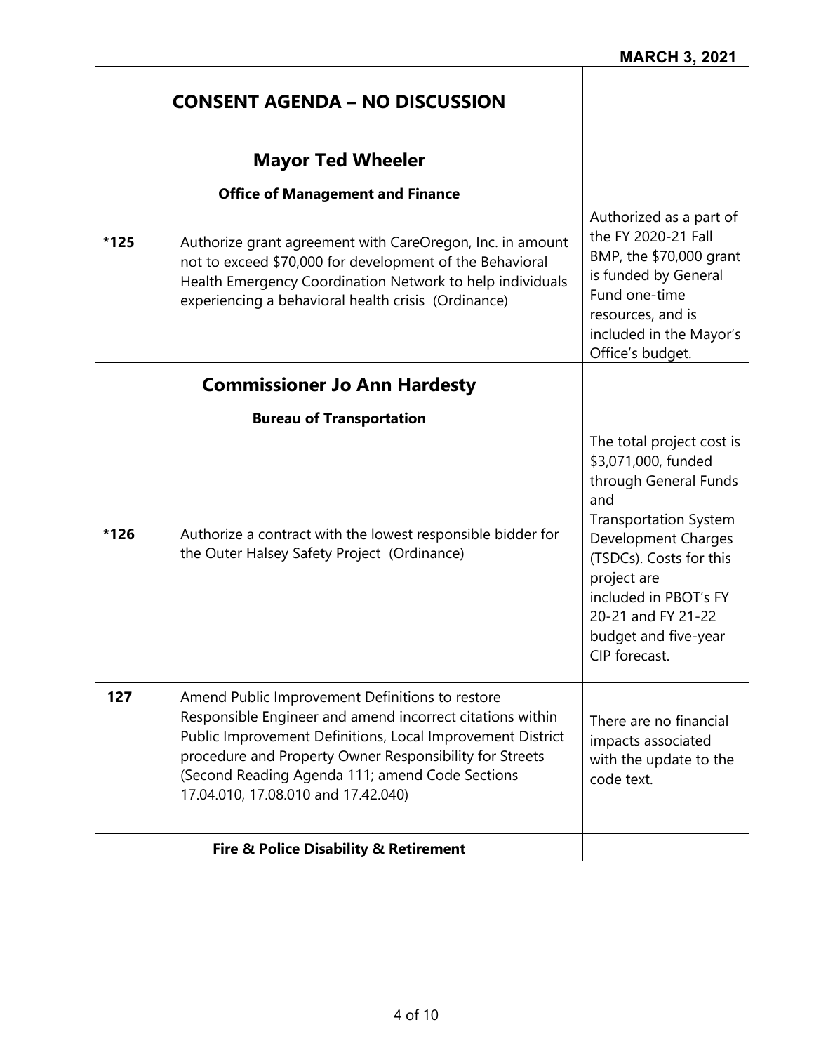## CONSENT AGENDA – NO DISCUSSION

### Mayor Ted Wheeler

#### Office of Management and Finance

| | | |
|---|---|---|
| *125 | Authorize grant agreement with CareOregon, Inc. in amount not to exceed $70,000 for development of the Behavioral Health Emergency Coordination Network to help individuals experiencing a behavioral health crisis (Ordinance) | Authorized as a part of the FY 2020-21 Fall BMP, the $70,000 grant is funded by General Fund one-time resources, and is included in the Mayor's Office's budget. |

### Commissioner Jo Ann Hardesty

#### Bureau of Transportation

| | | |
|---|---|---|
| *126 | Authorize a contract with the lowest responsible bidder for the Outer Halsey Safety Project (Ordinance) | The total project cost is $3,071,000, funded through General Funds and Transportation System Development Charges (TSDCs). Costs for this project are included in PBOT's FY 20-21 and FY 21-22 budget and five-year CIP forecast. |
| 127 | Amend Public Improvement Definitions to restore Responsible Engineer and amend incorrect citations within Public Improvement Definitions, Local Improvement District procedure and Property Owner Responsibility for Streets (Second Reading Agenda 111; amend Code Sections 17.04.010, 17.08.010 and 17.42.040) | There are no financial impacts associated with the update to the code text. |

#### Fire & Police Disability & Retirement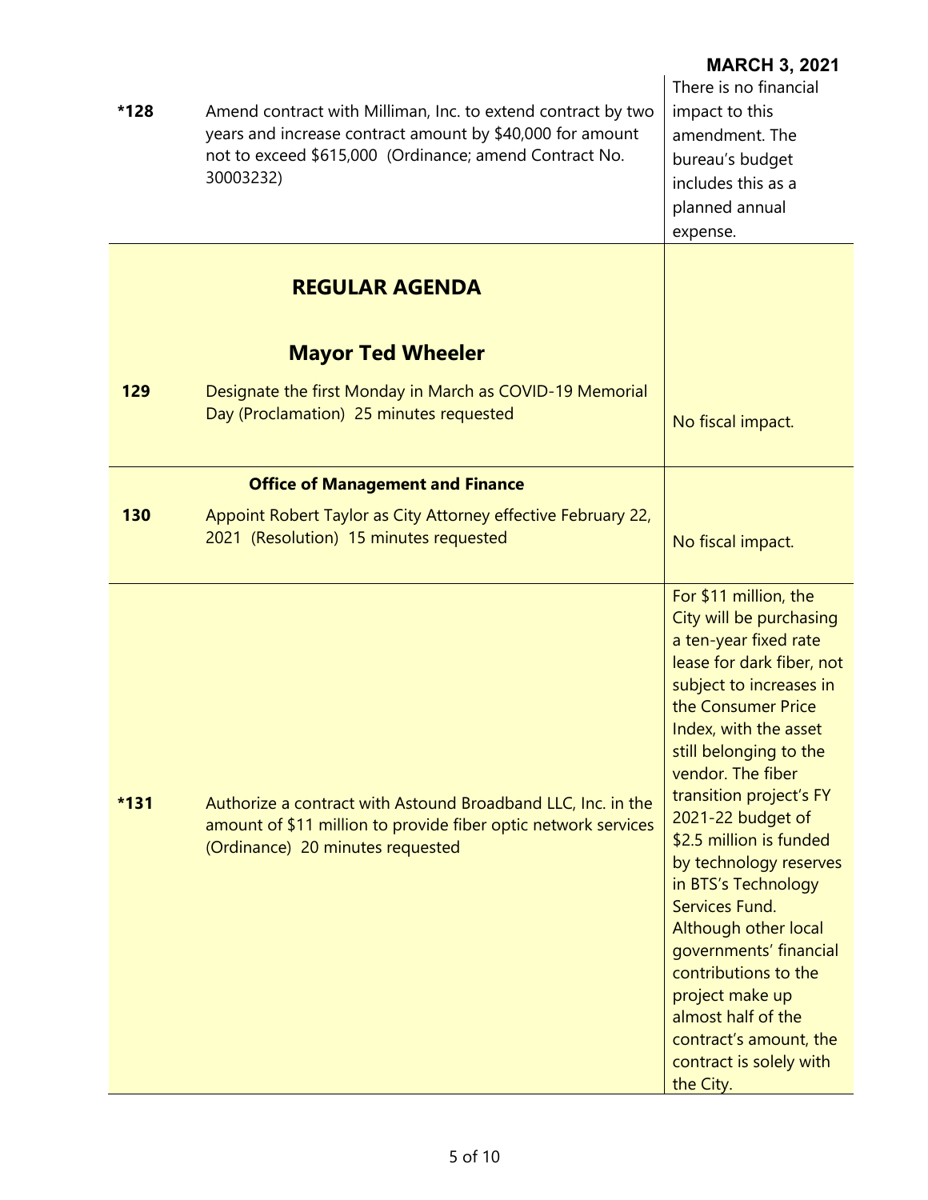**MARCH 3, 2021**

| | | |
|---|---|---|
| **\*128** | Amend contract with Milliman, Inc. to extend contract by two years and increase contract amount by $40,000 for amount not to exceed $615,000 (Ordinance; amend Contract No. 30003232) | There is no financial impact to this amendment. The bureau's budget includes this as a planned annual expense. |

## REGULAR AGENDA

### Mayor Ted Wheeler

| | | |
|---|---|---|
| **129** | Designate the first Monday in March as COVID-19 Memorial Day (Proclamation) 25 minutes requested | No fiscal impact. |

#### Office of Management and Finance

| | | |
|---|---|---|
| **130** | Appoint Robert Taylor as City Attorney effective February 22, 2021 (Resolution) 15 minutes requested | No fiscal impact. |
| **\*131** | Authorize a contract with Astound Broadband LLC, Inc. in the amount of $11 million to provide fiber optic network services (Ordinance) 20 minutes requested | For $11 million, the City will be purchasing a ten-year fixed rate lease for dark fiber, not subject to increases in the Consumer Price Index, with the asset still belonging to the vendor. The fiber transition project's FY 2021-22 budget of $2.5 million is funded by technology reserves in BTS's Technology Services Fund. Although other local governments' financial contributions to the project make up almost half of the contract's amount, the contract is solely with the City. |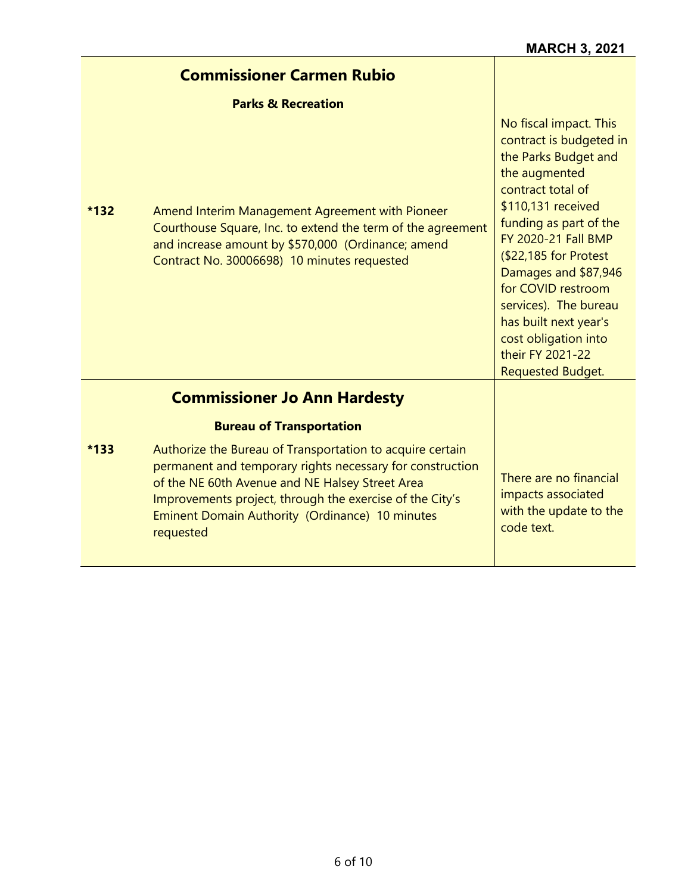**MARCH 3, 2021**

## Commissioner Carmen Rubio

### Parks & Recreation

| | | |
|---|---|---|
| *132 | Amend Interim Management Agreement with Pioneer Courthouse Square, Inc. to extend the term of the agreement and increase amount by $570,000 (Ordinance; amend Contract No. 30006698) 10 minutes requested | No fiscal impact. This contract is budgeted in the Parks Budget and the augmented contract total of $110,131 received funding as part of the FY 2020-21 Fall BMP ($22,185 for Protest Damages and $87,946 for COVID restroom services). The bureau has built next year's cost obligation into their FY 2021-22 Requested Budget. |

## Commissioner Jo Ann Hardesty

### Bureau of Transportation

| | | |
|---|---|---|
| *133 | Authorize the Bureau of Transportation to acquire certain permanent and temporary rights necessary for construction of the NE 60th Avenue and NE Halsey Street Area Improvements project, through the exercise of the City's Eminent Domain Authority (Ordinance) 10 minutes requested | There are no financial impacts associated with the update to the code text. |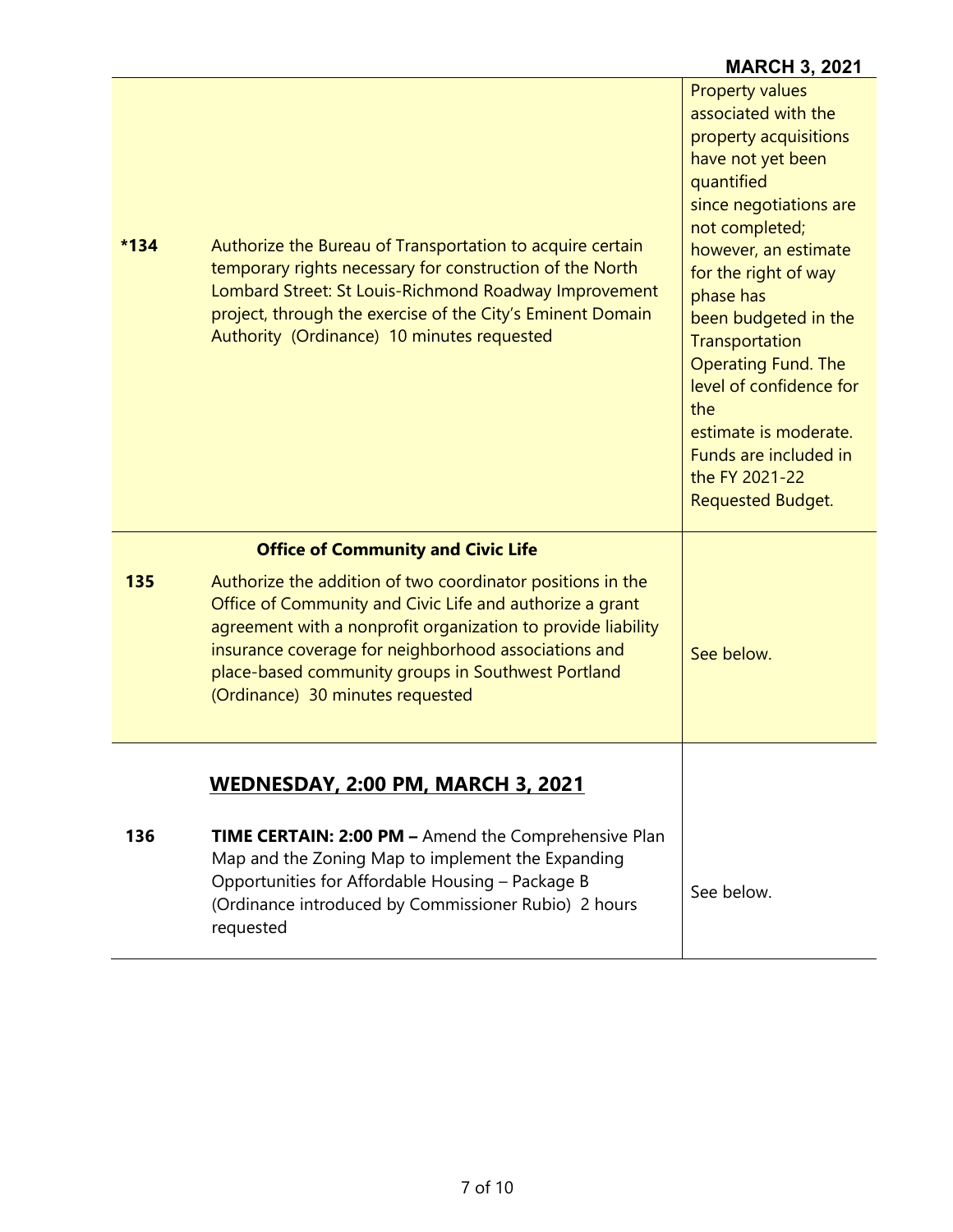**MARCH 3, 2021**

| | | |
|---|---|---|
| *134 | Authorize the Bureau of Transportation to acquire certain temporary rights necessary for construction of the North Lombard Street: St Louis-Richmond Roadway Improvement project, through the exercise of the City's Eminent Domain Authority (Ordinance) 10 minutes requested | Property values associated with the property acquisitions have not yet been quantified since negotiations are not completed; however, an estimate for the right of way phase has been budgeted in the Transportation Operating Fund. The level of confidence for the estimate is moderate. Funds are included in the FY 2021-22 Requested Budget. |
| | **Office of Community and Civic Life** | |
| 135 | Authorize the addition of two coordinator positions in the Office of Community and Civic Life and authorize a grant agreement with a nonprofit organization to provide liability insurance coverage for neighborhood associations and place-based community groups in Southwest Portland (Ordinance) 30 minutes requested | See below. |
| | **WEDNESDAY, 2:00 PM, MARCH 3, 2021** | |
| 136 | **TIME CERTAIN: 2:00 PM –** Amend the Comprehensive Plan Map and the Zoning Map to implement the Expanding Opportunities for Affordable Housing – Package B (Ordinance introduced by Commissioner Rubio) 2 hours requested | See below. |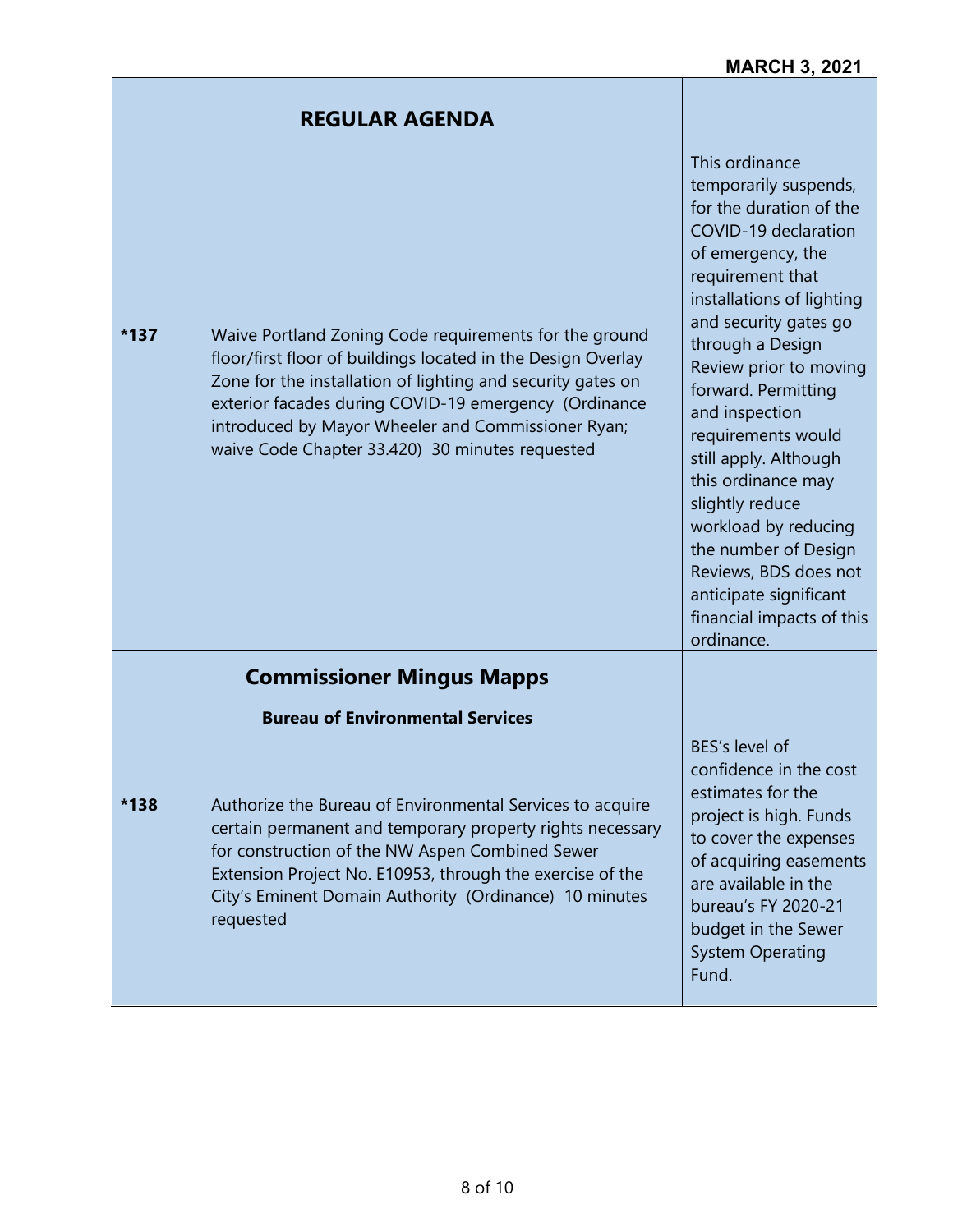MARCH 3, 2021

## REGULAR AGENDA

| | | |
|---|---|---|
| *137 | Waive Portland Zoning Code requirements for the ground floor/first floor of buildings located in the Design Overlay Zone for the installation of lighting and security gates on exterior facades during COVID-19 emergency (Ordinance introduced by Mayor Wheeler and Commissioner Ryan; waive Code Chapter 33.420) 30 minutes requested | This ordinance temporarily suspends, for the duration of the COVID-19 declaration of emergency, the requirement that installations of lighting and security gates go through a Design Review prior to moving forward. Permitting and inspection requirements would still apply. Although this ordinance may slightly reduce workload by reducing the number of Design Reviews, BDS does not anticipate significant financial impacts of this ordinance. |

## Commissioner Mingus Mapps

### Bureau of Environmental Services

| | | |
|---|---|---|
| *138 | Authorize the Bureau of Environmental Services to acquire certain permanent and temporary property rights necessary for construction of the NW Aspen Combined Sewer Extension Project No. E10953, through the exercise of the City's Eminent Domain Authority (Ordinance) 10 minutes requested | BES's level of confidence in the cost estimates for the project is high. Funds to cover the expenses of acquiring easements are available in the bureau's FY 2020-21 budget in the Sewer System Operating Fund. |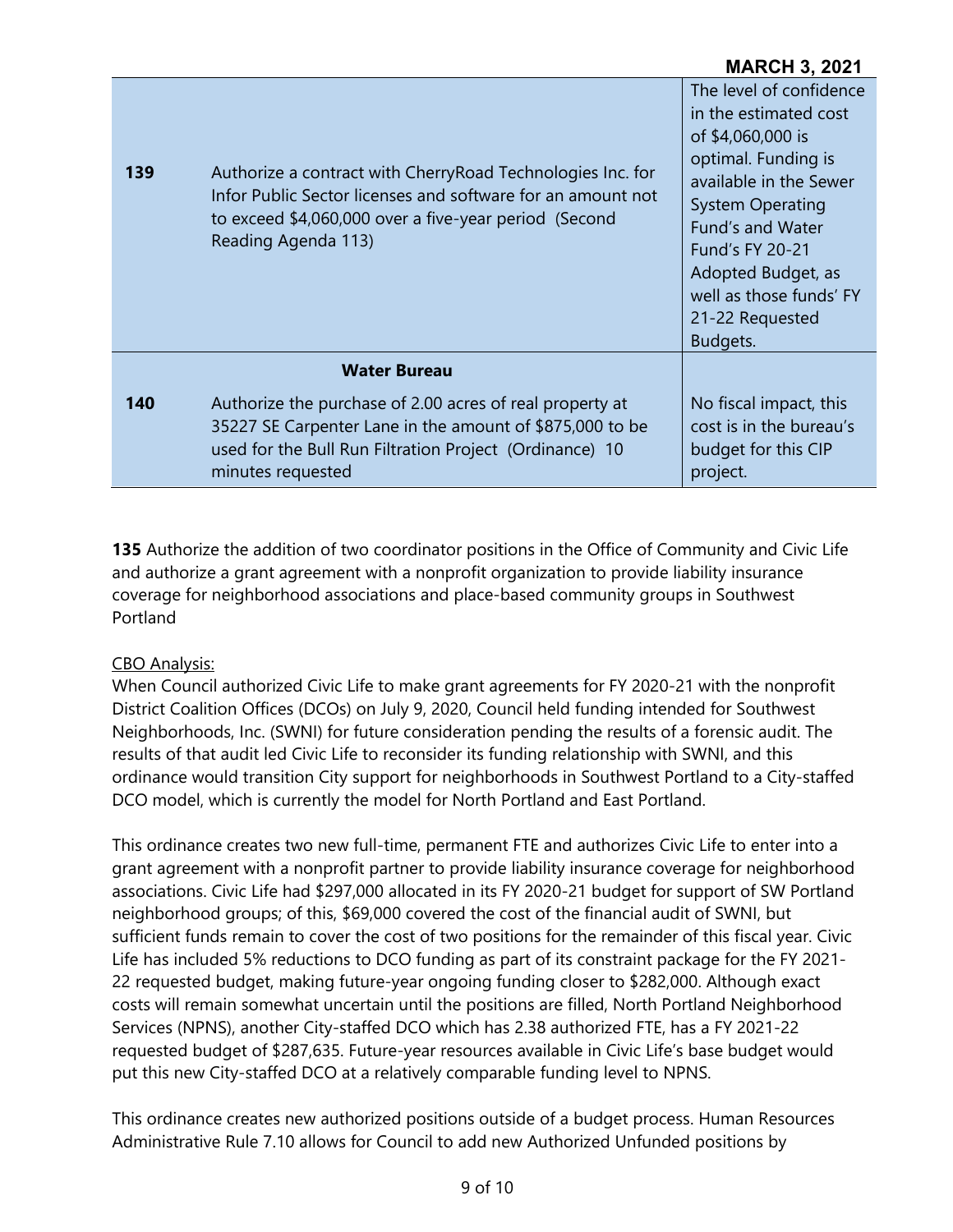| | | |
|---|---|---|
| **139** | Authorize a contract with CherryRoad Technologies Inc. for Infor Public Sector licenses and software for an amount not to exceed $4,060,000 over a five-year period (Second Reading Agenda 113) | The level of confidence in the estimated cost of $4,060,000 is optimal. Funding is available in the Sewer System Operating Fund's and Water Fund's FY 20-21 Adopted Budget, as well as those funds' FY 21-22 Requested Budgets. |
| | **Water Bureau** | |
| **140** | Authorize the purchase of 2.00 acres of real property at 35227 SE Carpenter Lane in the amount of $875,000 to be used for the Bull Run Filtration Project (Ordinance) 10 minutes requested | No fiscal impact, this cost is in the bureau's budget for this CIP project. |

**135** Authorize the addition of two coordinator positions in the Office of Community and Civic Life and authorize a grant agreement with a nonprofit organization to provide liability insurance coverage for neighborhood associations and place-based community groups in Southwest Portland

<u>CBO Analysis:</u>
When Council authorized Civic Life to make grant agreements for FY 2020-21 with the nonprofit District Coalition Offices (DCOs) on July 9, 2020, Council held funding intended for Southwest Neighborhoods, Inc. (SWNI) for future consideration pending the results of a forensic audit. The results of that audit led Civic Life to reconsider its funding relationship with SWNI, and this ordinance would transition City support for neighborhoods in Southwest Portland to a City-staffed DCO model, which is currently the model for North Portland and East Portland.

This ordinance creates two new full-time, permanent FTE and authorizes Civic Life to enter into a grant agreement with a nonprofit partner to provide liability insurance coverage for neighborhood associations. Civic Life had $297,000 allocated in its FY 2020-21 budget for support of SW Portland neighborhood groups; of this, $69,000 covered the cost of the financial audit of SWNI, but sufficient funds remain to cover the cost of two positions for the remainder of this fiscal year. Civic Life has included 5% reductions to DCO funding as part of its constraint package for the FY 2021-22 requested budget, making future-year ongoing funding closer to $282,000. Although exact costs will remain somewhat uncertain until the positions are filled, North Portland Neighborhood Services (NPNS), another City-staffed DCO which has 2.38 authorized FTE, has a FY 2021-22 requested budget of $287,635. Future-year resources available in Civic Life's base budget would put this new City-staffed DCO at a relatively comparable funding level to NPNS.

This ordinance creates new authorized positions outside of a budget process. Human Resources Administrative Rule 7.10 allows for Council to add new Authorized Unfunded positions by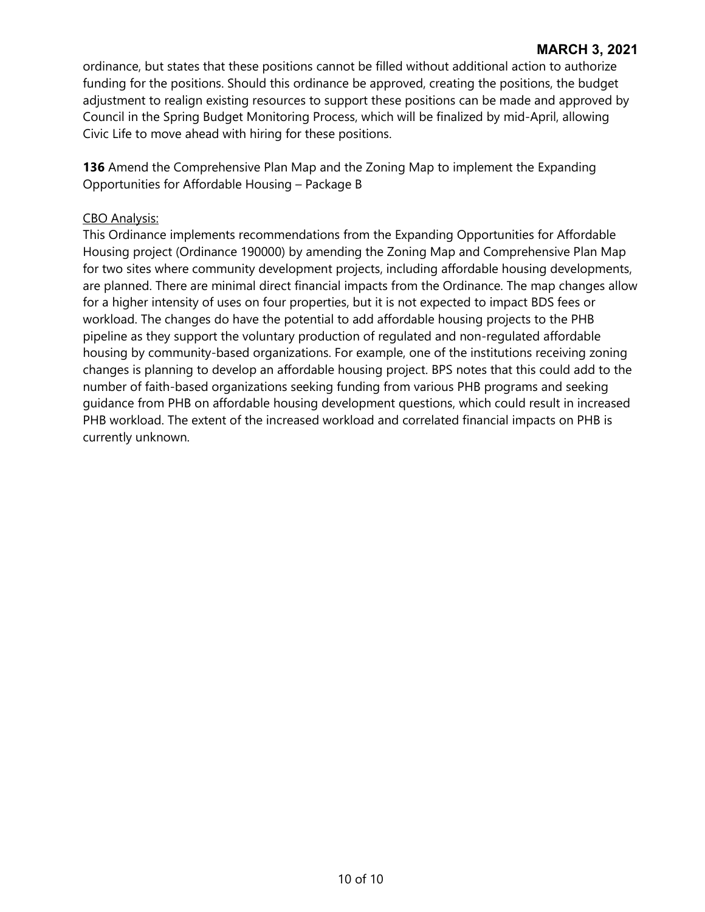ordinance, but states that these positions cannot be filled without additional action to authorize funding for the positions. Should this ordinance be approved, creating the positions, the budget adjustment to realign existing resources to support these positions can be made and approved by Council in the Spring Budget Monitoring Process, which will be finalized by mid-April, allowing Civic Life to move ahead with hiring for these positions.

**136** Amend the Comprehensive Plan Map and the Zoning Map to implement the Expanding Opportunities for Affordable Housing – Package B

CBO Analysis:

This Ordinance implements recommendations from the Expanding Opportunities for Affordable Housing project (Ordinance 190000) by amending the Zoning Map and Comprehensive Plan Map for two sites where community development projects, including affordable housing developments, are planned. There are minimal direct financial impacts from the Ordinance. The map changes allow for a higher intensity of uses on four properties, but it is not expected to impact BDS fees or workload. The changes do have the potential to add affordable housing projects to the PHB pipeline as they support the voluntary production of regulated and non-regulated affordable housing by community-based organizations. For example, one of the institutions receiving zoning changes is planning to develop an affordable housing project. BPS notes that this could add to the number of faith-based organizations seeking funding from various PHB programs and seeking guidance from PHB on affordable housing development questions, which could result in increased PHB workload. The extent of the increased workload and correlated financial impacts on PHB is currently unknown.